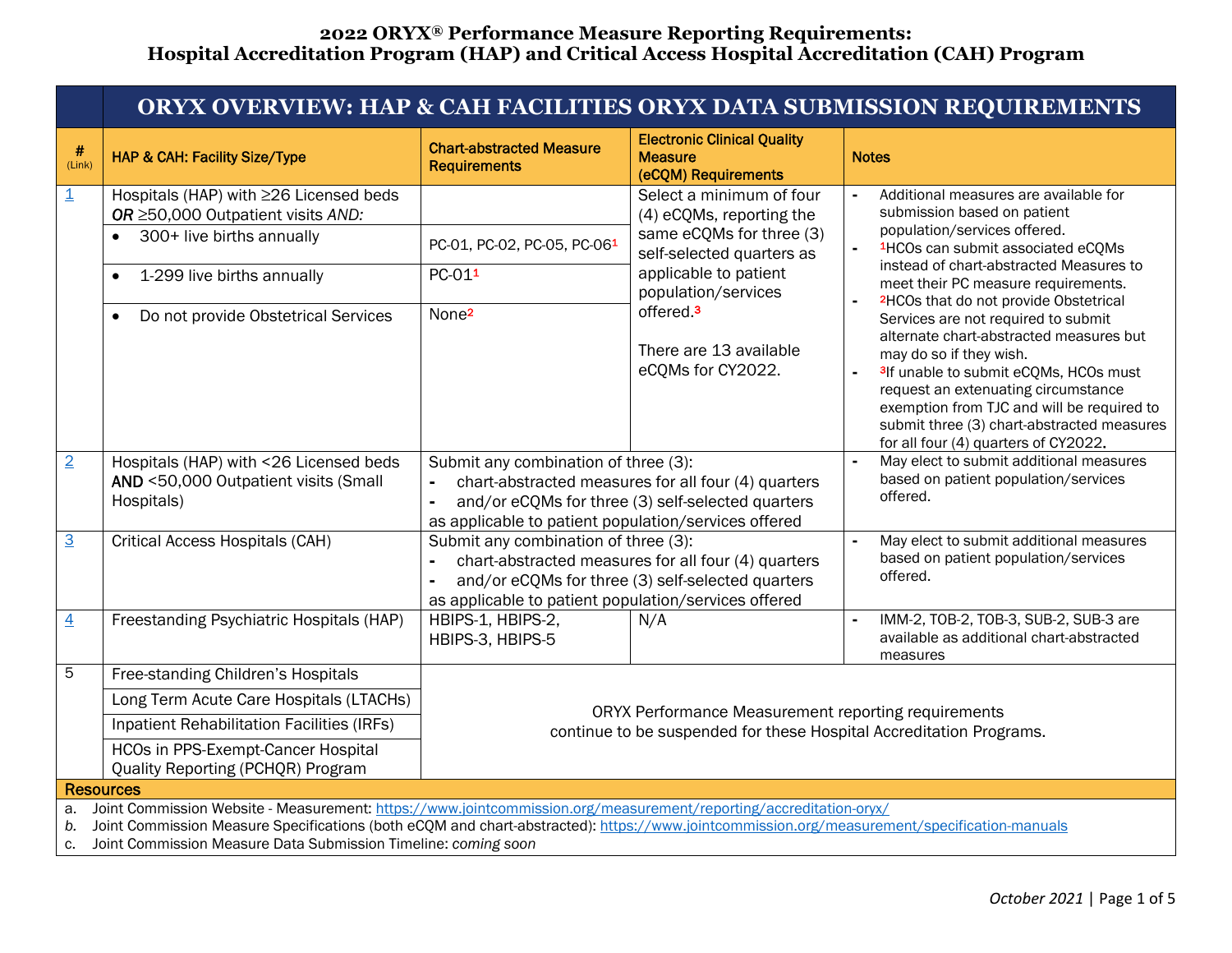# 2022 ORYX® Performance Measure Reporting Requirements: Hospital Accreditation Program (HAP) and Critical Access Hospital Accreditation (CAH) Program

## ORYX OVERVIEW: HAP & CAH FACILITIES ORYX DATA SUBMISSION REQUIREMENTS

| # (Link) | HAP & CAH: Facility Size/Type | Chart-abstracted Measure Requirements | Electronic Clinical Quality Measure (eCQM) Requirements | Notes |
|---|---|---|---|---|
| 1 | Hospitals (HAP) with ≥26 Licensed beds *OR* ≥50,000 Outpatient visits *AND:* | | Select a minimum of four (4) eCQMs, reporting the same eCQMs for three (3) self-selected quarters as applicable to patient population/services offered.[3]<br><br>There are 13 available eCQMs for CY2022. | - Additional measures are available for submission based on patient population/services offered.<br>- [1]HCOs can submit associated eCQMs instead of chart-abstracted Measures to meet their PC measure requirements.<br>- [2]HCOs that do not provide Obstetrical Services are not required to submit alternate chart-abstracted measures but may do so if they wish.<br>- [3]If unable to submit eCQMs, HCOs must request an extenuating circumstance exemption from TJC and will be required to submit three (3) chart-abstracted measures for all four (4) quarters of CY2022. |
| | • 300+ live births annually | PC-01, PC-02, PC-05, PC-06[1] | | |
| | • 1-299 live births annually | PC-01[1] | | |
| | • Do not provide Obstetrical Services | None[2] | | |
| 2 | Hospitals (HAP) with <26 Licensed beds **AND** <50,000 Outpatient visits (Small Hospitals) | Submit any combination of three (3):<br>- chart-abstracted measures for all four (4) quarters<br>- and/or eCQMs for three (3) self-selected quarters as applicable to patient population/services offered | | - May elect to submit additional measures based on patient population/services offered. |
| 3 | Critical Access Hospitals (CAH) | Submit any combination of three (3):<br>- chart-abstracted measures for all four (4) quarters<br>- and/or eCQMs for three (3) self-selected quarters as applicable to patient population/services offered | | - May elect to submit additional measures based on patient population/services offered. |
| 4 | Freestanding Psychiatric Hospitals (HAP) | HBIPS-1, HBIPS-2, HBIPS-3, HBIPS-5 | N/A | - IMM-2, TOB-2, TOB-3, SUB-2, SUB-3 are available as additional chart-abstracted measures |
| 5 | Free-standing Children's Hospitals | ORYX Performance Measurement reporting requirements continue to be suspended for these Hospital Accreditation Programs. | | |
| | Long Term Acute Care Hospitals (LTACHs) | | | |
| | Inpatient Rehabilitation Facilities (IRFs) | | | |
| | HCOs in PPS-Exempt-Cancer Hospital Quality Reporting (PCHQR) Program | | | |

**Resources**

a. Joint Commission Website - Measurement: https://www.jointcommission.org/measurement/reporting/accreditation-oryx/
*b.* Joint Commission Measure Specifications (both eCQM and chart-abstracted): https://www.jointcommission.org/measurement/specification-manuals
c. Joint Commission Measure Data Submission Timeline: *coming soon*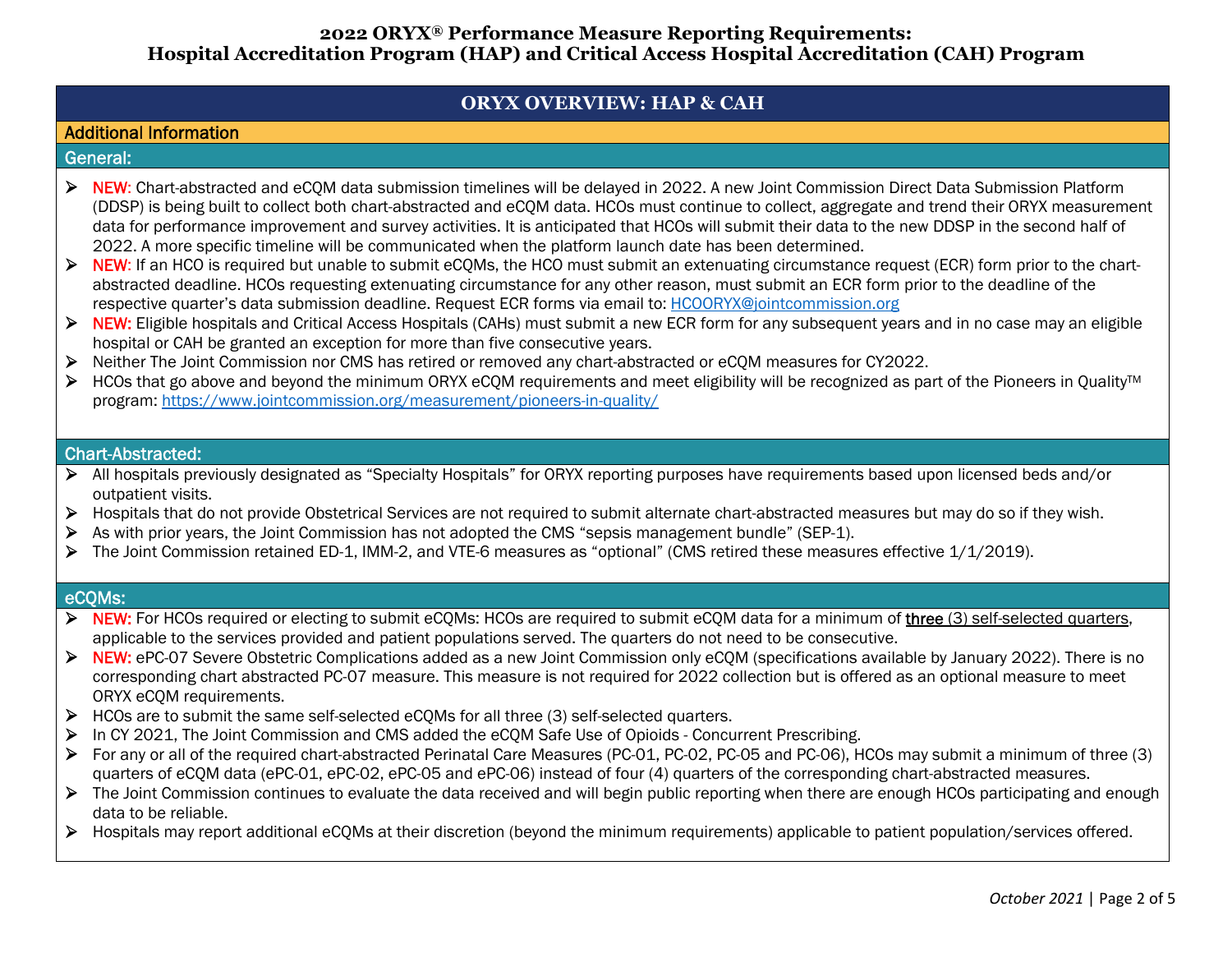# 2022 ORYX® Performance Measure Reporting Requirements: Hospital Accreditation Program (HAP) and Critical Access Hospital Accreditation (CAH) Program

## ORYX OVERVIEW: HAP & CAH

### Additional Information

#### General:

- NEW: Chart-abstracted and eCQM data submission timelines will be delayed in 2022. A new Joint Commission Direct Data Submission Platform (DDSP) is being built to collect both chart-abstracted and eCQM data. HCOs must continue to collect, aggregate and trend their ORYX measurement data for performance improvement and survey activities. It is anticipated that HCOs will submit their data to the new DDSP in the second half of 2022. A more specific timeline will be communicated when the platform launch date has been determined.
- NEW: If an HCO is required but unable to submit eCQMs, the HCO must submit an extenuating circumstance request (ECR) form prior to the chart-abstracted deadline. HCOs requesting extenuating circumstance for any other reason, must submit an ECR form prior to the deadline of the respective quarter's data submission deadline. Request ECR forms via email to: HCOORYX@jointcommission.org
- NEW: Eligible hospitals and Critical Access Hospitals (CAHs) must submit a new ECR form for any subsequent years and in no case may an eligible hospital or CAH be granted an exception for more than five consecutive years.
- Neither The Joint Commission nor CMS has retired or removed any chart-abstracted or eCQM measures for CY2022.
- HCOs that go above and beyond the minimum ORYX eCQM requirements and meet eligibility will be recognized as part of the Pioneers in Quality™ program: https://www.jointcommission.org/measurement/pioneers-in-quality/

#### Chart-Abstracted:

- All hospitals previously designated as "Specialty Hospitals" for ORYX reporting purposes have requirements based upon licensed beds and/or outpatient visits.
- Hospitals that do not provide Obstetrical Services are not required to submit alternate chart-abstracted measures but may do so if they wish.
- As with prior years, the Joint Commission has not adopted the CMS "sepsis management bundle" (SEP-1).
- The Joint Commission retained ED-1, IMM-2, and VTE-6 measures as "optional" (CMS retired these measures effective 1/1/2019).

#### eCQMs:

- NEW: For HCOs required or electing to submit eCQMs: HCOs are required to submit eCQM data for a minimum of **three (3) self-selected quarters**, applicable to the services provided and patient populations served. The quarters do not need to be consecutive.
- NEW: ePC-07 Severe Obstetric Complications added as a new Joint Commission only eCQM (specifications available by January 2022). There is no corresponding chart abstracted PC-07 measure. This measure is not required for 2022 collection but is offered as an optional measure to meet ORYX eCQM requirements.
- HCOs are to submit the same self-selected eCQMs for all three (3) self-selected quarters.
- In CY 2021, The Joint Commission and CMS added the eCQM Safe Use of Opioids - Concurrent Prescribing.
- For any or all of the required chart-abstracted Perinatal Care Measures (PC-01, PC-02, PC-05 and PC-06), HCOs may submit a minimum of three (3) quarters of eCQM data (ePC-01, ePC-02, ePC-05 and ePC-06) instead of four (4) quarters of the corresponding chart-abstracted measures.
- The Joint Commission continues to evaluate the data received and will begin public reporting when there are enough HCOs participating and enough data to be reliable.
- Hospitals may report additional eCQMs at their discretion (beyond the minimum requirements) applicable to patient population/services offered.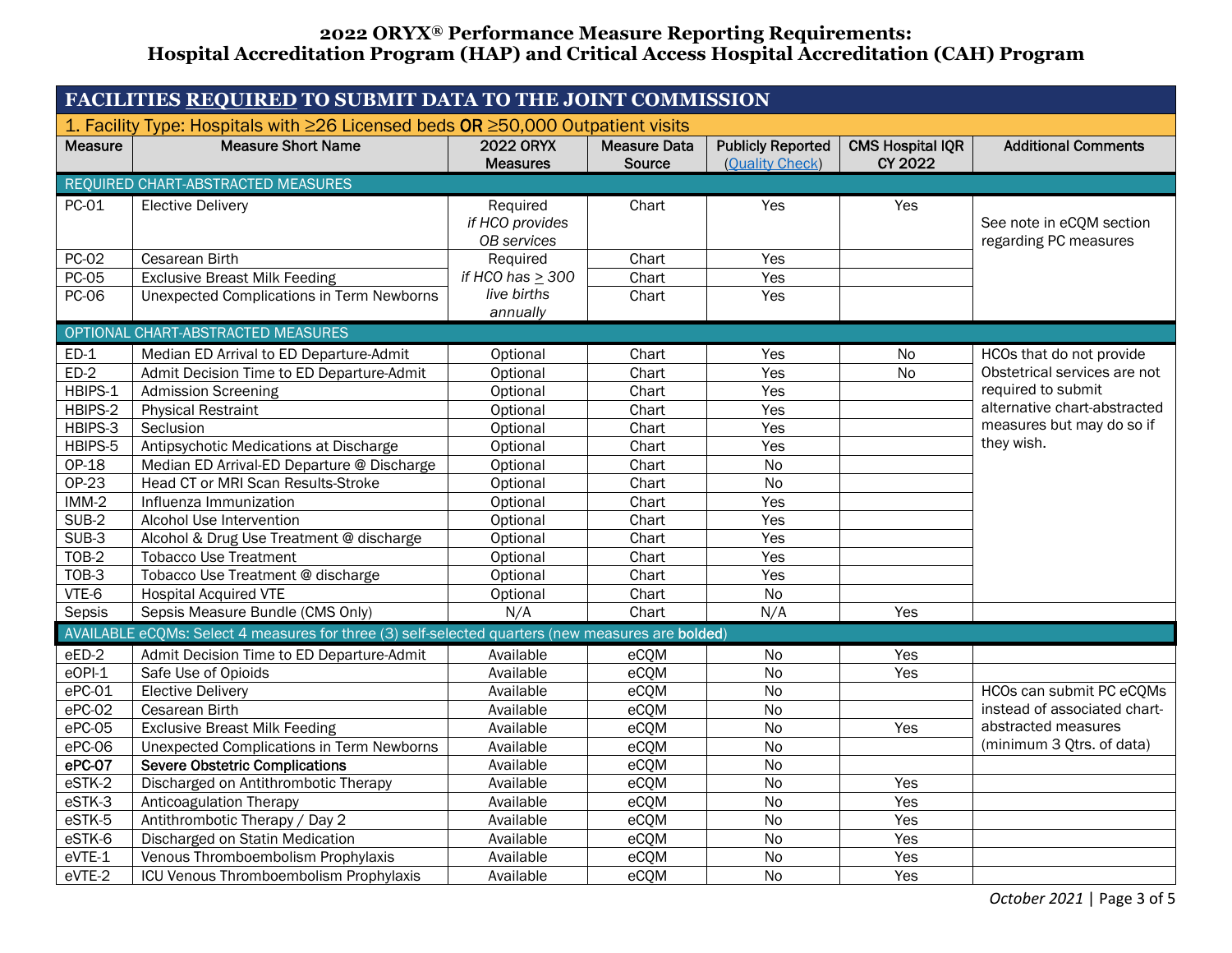# 2022 ORYX® Performance Measure Reporting Requirements: Hospital Accreditation Program (HAP) and Critical Access Hospital Accreditation (CAH) Program

## FACILITIES REQUIRED TO SUBMIT DATA TO THE JOINT COMMISSION

### 1. Facility Type: Hospitals with ≥26 Licensed beds OR ≥50,000 Outpatient visits

| Measure | Measure Short Name | 2022 ORYX Measures | Measure Data Source | Publicly Reported (Quality Check) | CMS Hospital IQR CY 2022 | Additional Comments |
|---|---|---|---|---|---|---|
| **REQUIRED CHART-ABSTRACTED MEASURES** | | | | | | |
| PC-01 | Elective Delivery | Required *if HCO provides OB services* | Chart | Yes | Yes | See note in eCQM section regarding PC measures |
| PC-02 | Cesarean Birth | Required *if HCO has ≥ 300 live births annually* | Chart | Yes | | |
| PC-05 | Exclusive Breast Milk Feeding | | Chart | Yes | | |
| PC-06 | Unexpected Complications in Term Newborns | | Chart | Yes | | |
| **OPTIONAL CHART-ABSTRACTED MEASURES** | | | | | | |
| ED-1 | Median ED Arrival to ED Departure-Admit | Optional | Chart | Yes | No | HCOs that do not provide Obstetrical services are not required to submit alternative chart-abstracted measures but may do so if they wish. |
| ED-2 | Admit Decision Time to ED Departure-Admit | Optional | Chart | Yes | No | |
| HBIPS-1 | Admission Screening | Optional | Chart | Yes | | |
| HBIPS-2 | Physical Restraint | Optional | Chart | Yes | | |
| HBIPS-3 | Seclusion | Optional | Chart | Yes | | |
| HBIPS-5 | Antipsychotic Medications at Discharge | Optional | Chart | Yes | | |
| OP-18 | Median ED Arrival-ED Departure @ Discharge | Optional | Chart | No | | |
| OP-23 | Head CT or MRI Scan Results-Stroke | Optional | Chart | No | | |
| IMM-2 | Influenza Immunization | Optional | Chart | Yes | | |
| SUB-2 | Alcohol Use Intervention | Optional | Chart | Yes | | |
| SUB-3 | Alcohol & Drug Use Treatment @ discharge | Optional | Chart | Yes | | |
| TOB-2 | Tobacco Use Treatment | Optional | Chart | Yes | | |
| TOB-3 | Tobacco Use Treatment @ discharge | Optional | Chart | Yes | | |
| VTE-6 | Hospital Acquired VTE | Optional | Chart | No | | |
| Sepsis | Sepsis Measure Bundle (CMS Only) | N/A | Chart | N/A | Yes | |
| **AVAILABLE eCQMs: Select 4 measures for three (3) self-selected quarters (new measures are bolded)** | | | | | | |
| eED-2 | Admit Decision Time to ED Departure-Admit | Available | eCQM | No | Yes | |
| eOPI-1 | Safe Use of Opioids | Available | eCQM | No | Yes | |
| ePC-01 | Elective Delivery | Available | eCQM | No | | HCOs can submit PC eCQMs instead of associated chart-abstracted measures (minimum 3 Qtrs. of data) |
| ePC-02 | Cesarean Birth | Available | eCQM | No | | |
| ePC-05 | Exclusive Breast Milk Feeding | Available | eCQM | No | Yes | |
| ePC-06 | Unexpected Complications in Term Newborns | Available | eCQM | No | | |
| **ePC-07** | **Severe Obstetric Complications** | Available | eCQM | No | | |
| eSTK-2 | Discharged on Antithrombotic Therapy | Available | eCQM | No | Yes | |
| eSTK-3 | Anticoagulation Therapy | Available | eCQM | No | Yes | |
| eSTK-5 | Antithrombotic Therapy / Day 2 | Available | eCQM | No | Yes | |
| eSTK-6 | Discharged on Statin Medication | Available | eCQM | No | Yes | |
| eVTE-1 | Venous Thromboembolism Prophylaxis | Available | eCQM | No | Yes | |
| eVTE-2 | ICU Venous Thromboembolism Prophylaxis | Available | eCQM | No | Yes | |

*October 2021*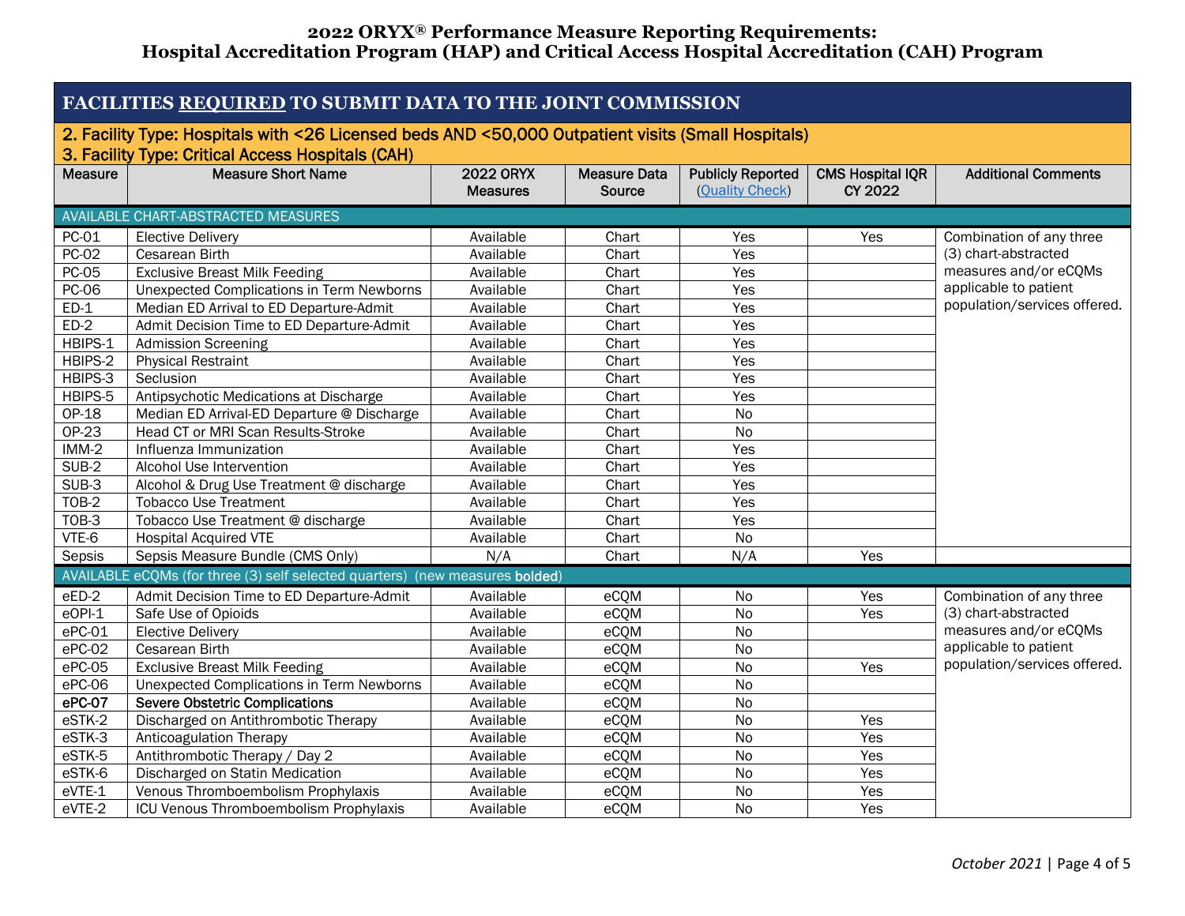# 2022 ORYX® Performance Measure Reporting Requirements: Hospital Accreditation Program (HAP) and Critical Access Hospital Accreditation (CAH) Program

## FACILITIES REQUIRED TO SUBMIT DATA TO THE JOINT COMMISSION

**2. Facility Type: Hospitals with <26 Licensed beds AND <50,000 Outpatient visits (Small Hospitals)**
**3. Facility Type: Critical Access Hospitals (CAH)**

| Measure | Measure Short Name | 2022 ORYX Measures | Measure Data Source | Publicly Reported (Quality Check) | CMS Hospital IQR CY 2022 | Additional Comments |
|---|---|---|---|---|---|---|
| AVAILABLE CHART-ABSTRACTED MEASURES | | | | | | |
| PC-01 | Elective Delivery | Available | Chart | Yes | Yes | Combination of any three (3) chart-abstracted measures and/or eCQMs applicable to patient population/services offered. |
| PC-02 | Cesarean Birth | Available | Chart | Yes | | |
| PC-05 | Exclusive Breast Milk Feeding | Available | Chart | Yes | | |
| PC-06 | Unexpected Complications in Term Newborns | Available | Chart | Yes | | |
| ED-1 | Median ED Arrival to ED Departure-Admit | Available | Chart | Yes | | |
| ED-2 | Admit Decision Time to ED Departure-Admit | Available | Chart | Yes | | |
| HBIPS-1 | Admission Screening | Available | Chart | Yes | | |
| HBIPS-2 | Physical Restraint | Available | Chart | Yes | | |
| HBIPS-3 | Seclusion | Available | Chart | Yes | | |
| HBIPS-5 | Antipsychotic Medications at Discharge | Available | Chart | Yes | | |
| OP-18 | Median ED Arrival-ED Departure @ Discharge | Available | Chart | No | | |
| OP-23 | Head CT or MRI Scan Results-Stroke | Available | Chart | No | | |
| IMM-2 | Influenza Immunization | Available | Chart | Yes | | |
| SUB-2 | Alcohol Use Intervention | Available | Chart | Yes | | |
| SUB-3 | Alcohol & Drug Use Treatment @ discharge | Available | Chart | Yes | | |
| TOB-2 | Tobacco Use Treatment | Available | Chart | Yes | | |
| TOB-3 | Tobacco Use Treatment @ discharge | Available | Chart | Yes | | |
| VTE-6 | Hospital Acquired VTE | Available | Chart | No | | |
| Sepsis | Sepsis Measure Bundle (CMS Only) | N/A | Chart | N/A | Yes | |
| AVAILABLE eCQMs (for three (3) self selected quarters) (new measures **bolded**) | | | | | | |
| eED-2 | Admit Decision Time to ED Departure-Admit | Available | eCQM | No | Yes | Combination of any three (3) chart-abstracted measures and/or eCQMs applicable to patient population/services offered. |
| eOPI-1 | Safe Use of Opioids | Available | eCQM | No | Yes | |
| ePC-01 | Elective Delivery | Available | eCQM | No | | |
| ePC-02 | Cesarean Birth | Available | eCQM | No | | |
| ePC-05 | Exclusive Breast Milk Feeding | Available | eCQM | No | Yes | |
| ePC-06 | Unexpected Complications in Term Newborns | Available | eCQM | No | | |
| **ePC-07** | **Severe Obstetric Complications** | Available | eCQM | No | | |
| eSTK-2 | Discharged on Antithrombotic Therapy | Available | eCQM | No | Yes | |
| eSTK-3 | Anticoagulation Therapy | Available | eCQM | No | Yes | |
| eSTK-5 | Antithrombotic Therapy / Day 2 | Available | eCQM | No | Yes | |
| eSTK-6 | Discharged on Statin Medication | Available | eCQM | No | Yes | |
| eVTE-1 | Venous Thromboembolism Prophylaxis | Available | eCQM | No | Yes | |
| eVTE-2 | ICU Venous Thromboembolism Prophylaxis | Available | eCQM | No | Yes | |

*October 2021*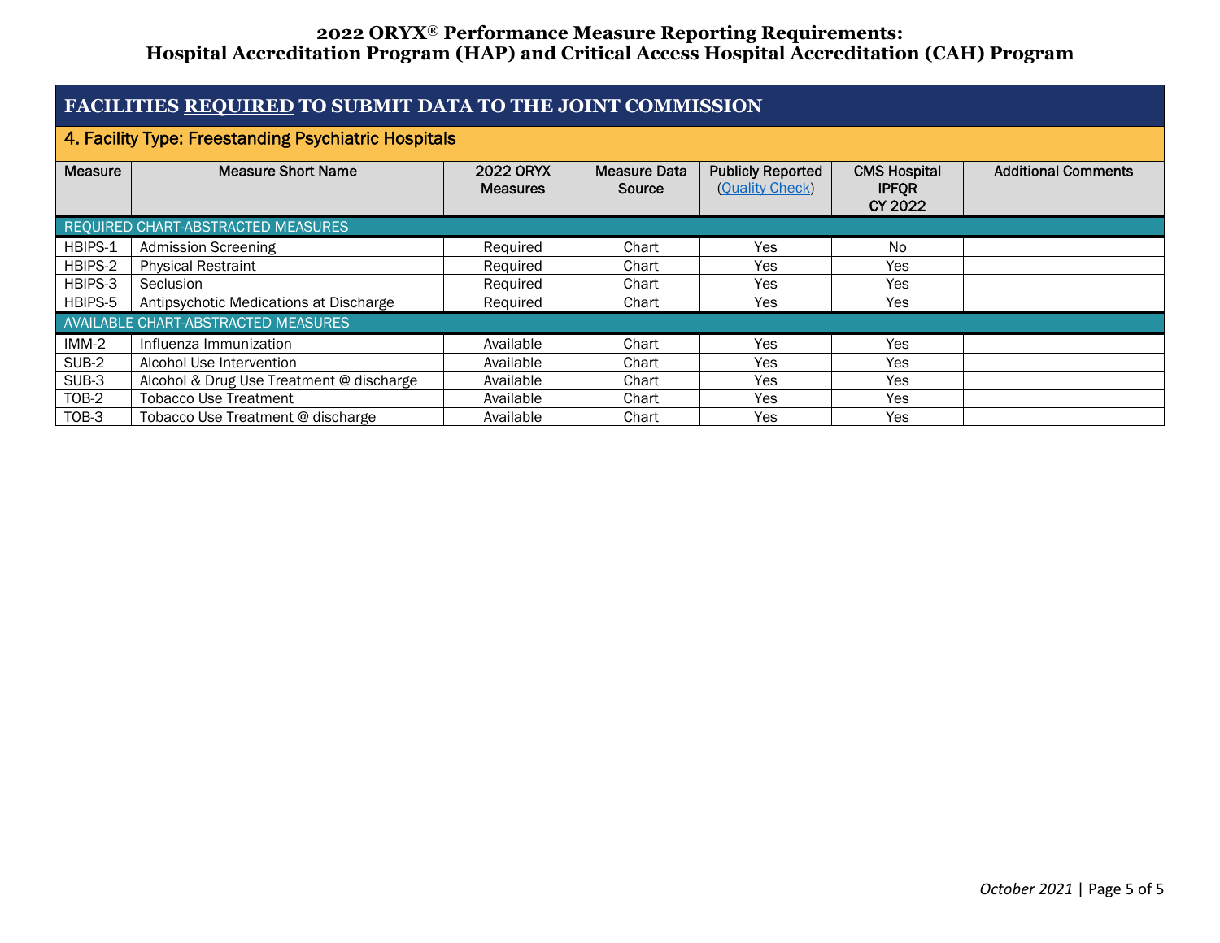# 2022 ORYX® Performance Measure Reporting Requirements: Hospital Accreditation Program (HAP) and Critical Access Hospital Accreditation (CAH) Program

## FACILITIES REQUIRED TO SUBMIT DATA TO THE JOINT COMMISSION

### 4. Facility Type: Freestanding Psychiatric Hospitals

| Measure | Measure Short Name | 2022 ORYX Measures | Measure Data Source | Publicly Reported (Quality Check) | CMS Hospital IPFQR CY 2022 | Additional Comments |
|---|---|---|---|---|---|---|
| REQUIRED CHART-ABSTRACTED MEASURES | | | | | | |
| HBIPS-1 | Admission Screening | Required | Chart | Yes | No | |
| HBIPS-2 | Physical Restraint | Required | Chart | Yes | Yes | |
| HBIPS-3 | Seclusion | Required | Chart | Yes | Yes | |
| HBIPS-5 | Antipsychotic Medications at Discharge | Required | Chart | Yes | Yes | |
| AVAILABLE CHART-ABSTRACTED MEASURES | | | | | | |
| IMM-2 | Influenza Immunization | Available | Chart | Yes | Yes | |
| SUB-2 | Alcohol Use Intervention | Available | Chart | Yes | Yes | |
| SUB-3 | Alcohol & Drug Use Treatment @ discharge | Available | Chart | Yes | Yes | |
| TOB-2 | Tobacco Use Treatment | Available | Chart | Yes | Yes | |
| TOB-3 | Tobacco Use Treatment @ discharge | Available | Chart | Yes | Yes | |

*October 2021*